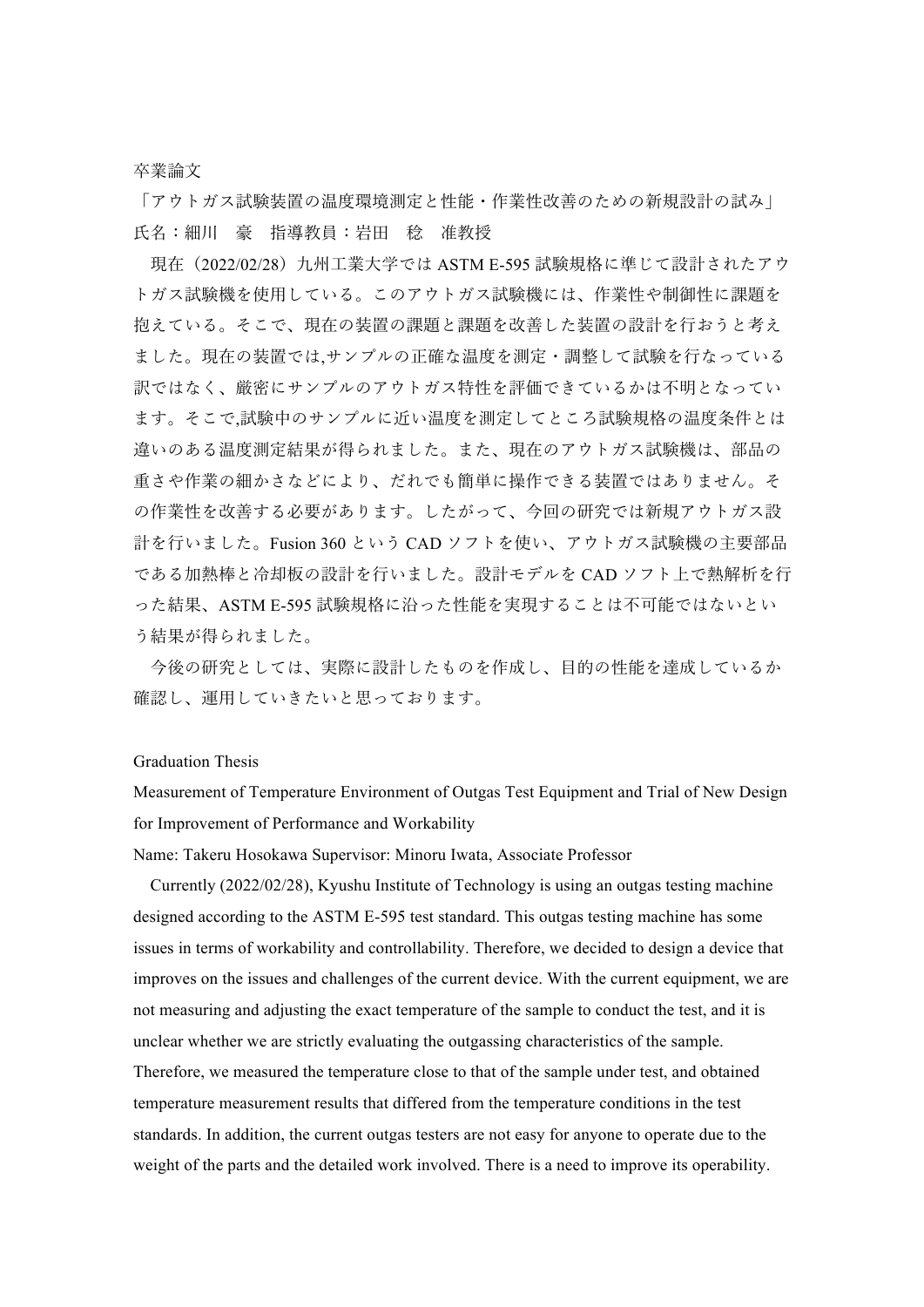卒業論文

「アウトガス試験装置の温度環境測定と性能・作業性改善のための新規設計の試み」

氏名：細川　豪　指導教員：岩田　稔　准教授

現在（2022/02/28）九州工業大学では ASTM E-595 試験規格に準じて設計されたアウトガス試験機を使用している。このアウトガス試験機には、作業性や制御性に課題を抱えている。そこで、現在の装置の課題と課題を改善した装置の設計を行おうと考えました。現在の装置では,サンプルの正確な温度を測定・調整して試験を行なっている訳ではなく、厳密にサンプルのアウトガス特性を評価できているかは不明となっています。そこで,試験中のサンプルに近い温度を測定してところ試験規格の温度条件とは違いのある温度測定結果が得られました。また、現在のアウトガス試験機は、部品の重さや作業の細かさなどにより、だれでも簡単に操作できる装置ではありません。その作業性を改善する必要があります。したがって、今回の研究では新規アウトガス設計を行いました。Fusion 360 という CAD ソフトを使い、アウトガス試験機の主要部品である加熱棒と冷却板の設計を行いました。設計モデルを CAD ソフト上で熱解析を行った結果、ASTM E-595 試験規格に沿った性能を実現することは不可能ではないという結果が得られました。

今後の研究としては、実際に設計したものを作成し、目的の性能を達成しているか確認し、運用していきたいと思っております。

Graduation Thesis

Measurement of Temperature Environment of Outgas Test Equipment and Trial of New Design for Improvement of Performance and Workability

Name: Takeru Hosokawa Supervisor: Minoru Iwata, Associate Professor

Currently (2022/02/28), Kyushu Institute of Technology is using an outgas testing machine designed according to the ASTM E-595 test standard. This outgas testing machine has some issues in terms of workability and controllability. Therefore, we decided to design a device that improves on the issues and challenges of the current device. With the current equipment, we are not measuring and adjusting the exact temperature of the sample to conduct the test, and it is unclear whether we are strictly evaluating the outgassing characteristics of the sample. Therefore, we measured the temperature close to that of the sample under test, and obtained temperature measurement results that differed from the temperature conditions in the test standards. In addition, the current outgas testers are not easy for anyone to operate due to the weight of the parts and the detailed work involved. There is a need to improve its operability.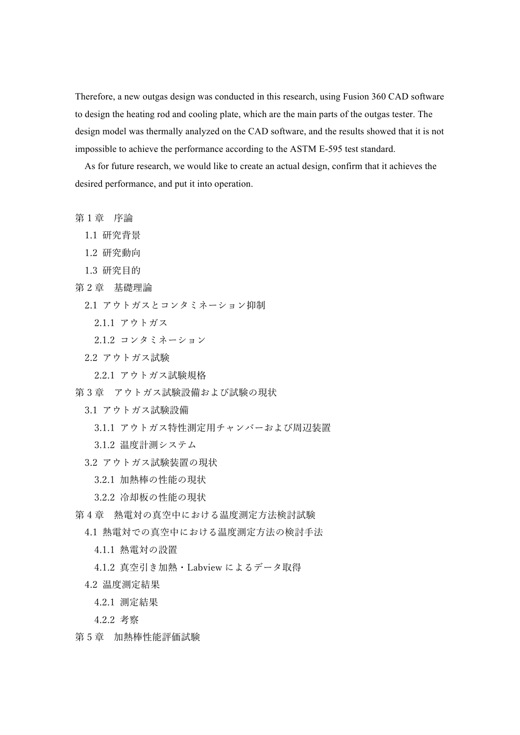Therefore, a new outgas design was conducted in this research, using Fusion 360 CAD software to design the heating rod and cooling plate, which are the main parts of the outgas tester. The design model was thermally analyzed on the CAD software, and the results showed that it is not impossible to achieve the performance according to the ASTM E-595 test standard.

As for future research, we would like to create an actual design, confirm that it achieves the desired performance, and put it into operation.

第 1 章　序論

- 1.1 研究背景
- 1.2 研究動向
- 1.3 研究目的

第 2 章　基礎理論

- 2.1 アウトガスとコンタミネーション抑制
  - 2.1.1 アウトガス
  - 2.1.2 コンタミネーション
- 2.2 アウトガス試験
  - 2.2.1 アウトガス試験規格

第 3 章　アウトガス試験設備および試験の現状

- 3.1 アウトガス試験設備
  - 3.1.1 アウトガス特性測定用チャンバーおよび周辺装置
  - 3.1.2 温度計測システム
- 3.2 アウトガス試験装置の現状
  - 3.2.1 加熱棒の性能の現状
  - 3.2.2 冷却板の性能の現状

第 4 章　熱電対の真空中における温度測定方法検討試験

- 4.1 熱電対での真空中における温度測定方法の検討手法
  - 4.1.1 熱電対の設置
  - 4.1.2 真空引き加熱・Labview によるデータ取得
- 4.2 温度測定結果
  - 4.2.1 測定結果
  - 4.2.2 考察

第 5 章　加熱棒性能評価試験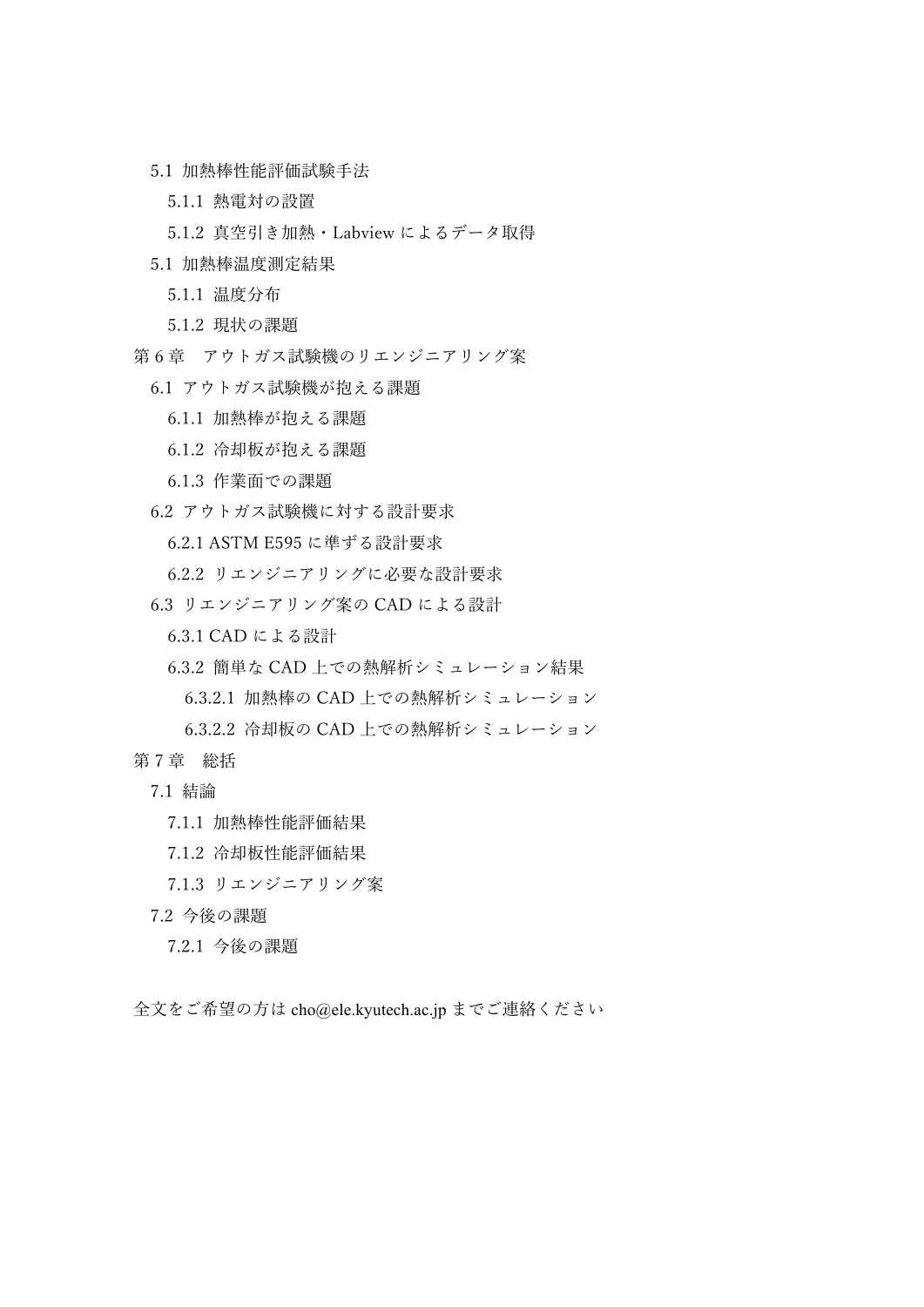5.1 加熱棒性能評価試験手法

5.1.1 熱電対の設置

5.1.2 真空引き加熱・Labview によるデータ取得

5.1 加熱棒温度測定結果

5.1.1 温度分布

5.1.2 現状の課題

第 6 章　アウトガス試験機のリエンジニアリング案

6.1 アウトガス試験機が抱える課題

6.1.1 加熱棒が抱える課題

6.1.2 冷却板が抱える課題

6.1.3 作業面での課題

6.2 アウトガス試験機に対する設計要求

6.2.1 ASTM E595 に準ずる設計要求

6.2.2 リエンジニアリングに必要な設計要求

6.3 リエンジニアリング案の CAD による設計

6.3.1 CAD による設計

6.3.2 簡単な CAD 上での熱解析シミュレーション結果

6.3.2.1 加熱棒の CAD 上での熱解析シミュレーション

6.3.2.2 冷却板の CAD 上での熱解析シミュレーション

第 7 章　総括

7.1 結論

7.1.1 加熱棒性能評価結果

7.1.2 冷却板性能評価結果

7.1.3 リエンジニアリング案

7.2 今後の課題

7.2.1 今後の課題

全文をご希望の方は cho@ele.kyutech.ac.jp までご連絡ください